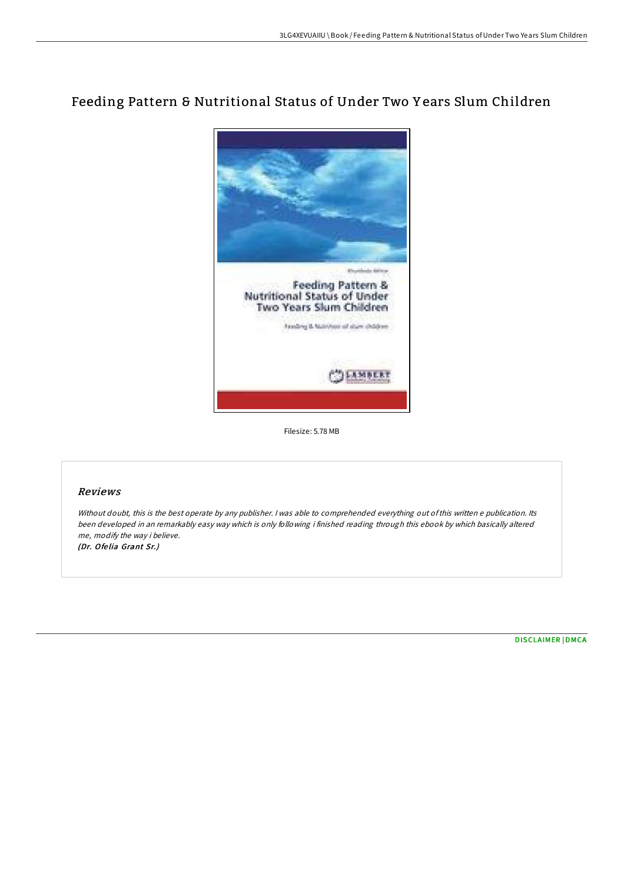# Feeding Pattern & Nutritional Status of Under Two Years Slum Children

Filesize: 5.78 MB

## *Reviews*

*Without doubt, this is the best operate by any publisher. I was able to comprehended everything out of this written e publication. Its been developed in an remarkably easy way which is only following i finished reading through this ebook by which basically altered me, modify the way i believe.*
***(Dr. Ofelia Grant Sr.)***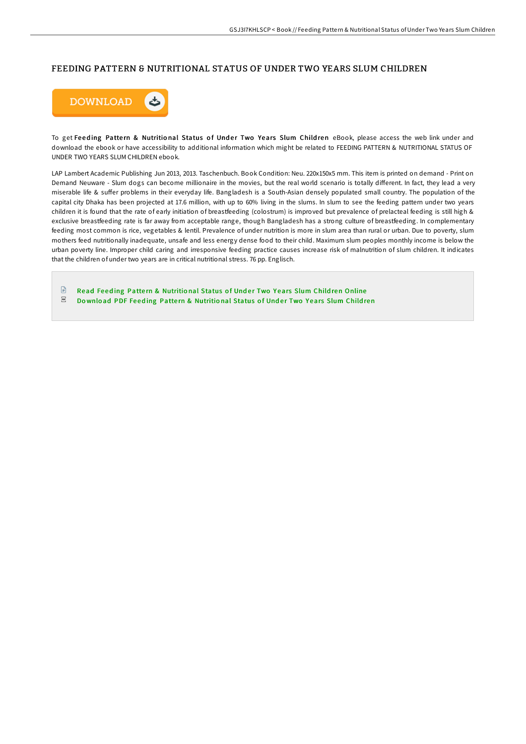# FEEDING PATTERN & NUTRITIONAL STATUS OF UNDER TWO YEARS SLUM CHILDREN

DOWNLOAD

To get **Feeding Pattern & Nutritional Status of Under Two Years Slum Children** eBook, please access the web link under and download the ebook or have accessibility to additional information which might be related to FEEDING PATTERN & NUTRITIONAL STATUS OF UNDER TWO YEARS SLUM CHILDREN ebook.

LAP Lambert Academic Publishing Jun 2013, 2013. Taschenbuch. Book Condition: Neu. 220x150x5 mm. This item is printed on demand - Print on Demand Neuware - Slum dogs can become millionaire in the movies, but the real world scenario is totally different. In fact, they lead a very miserable life & suffer problems in their everyday life. Bangladesh is a South-Asian densely populated small country. The population of the capital city Dhaka has been projected at 17.6 million, with up to 60% living in the slums. In slum to see the feeding pattern under two years children it is found that the rate of early initiation of breastfeeding (colostrum) is improved but prevalence of prelacteal feeding is still high & exclusive breastfeeding rate is far away from acceptable range, though Bangladesh has a strong culture of breastfeeding. In complementary feeding most common is rice, vegetables & lentil. Prevalence of under nutrition is more in slum area than rural or urban. Due to poverty, slum mothers feed nutritionally inadequate, unsafe and less energy dense food to their child. Maximum slum peoples monthly income is below the urban poverty line. Improper child caring and irresponsive feeding practice causes increase risk of malnutrition of slum children. It indicates that the children of under two years are in critical nutritional stress. 76 pp. Englisch.

- Read Feeding Pattern & Nutritional Status of Under Two Years Slum Children Online
- Download PDF Feeding Pattern & Nutritional Status of Under Two Years Slum Children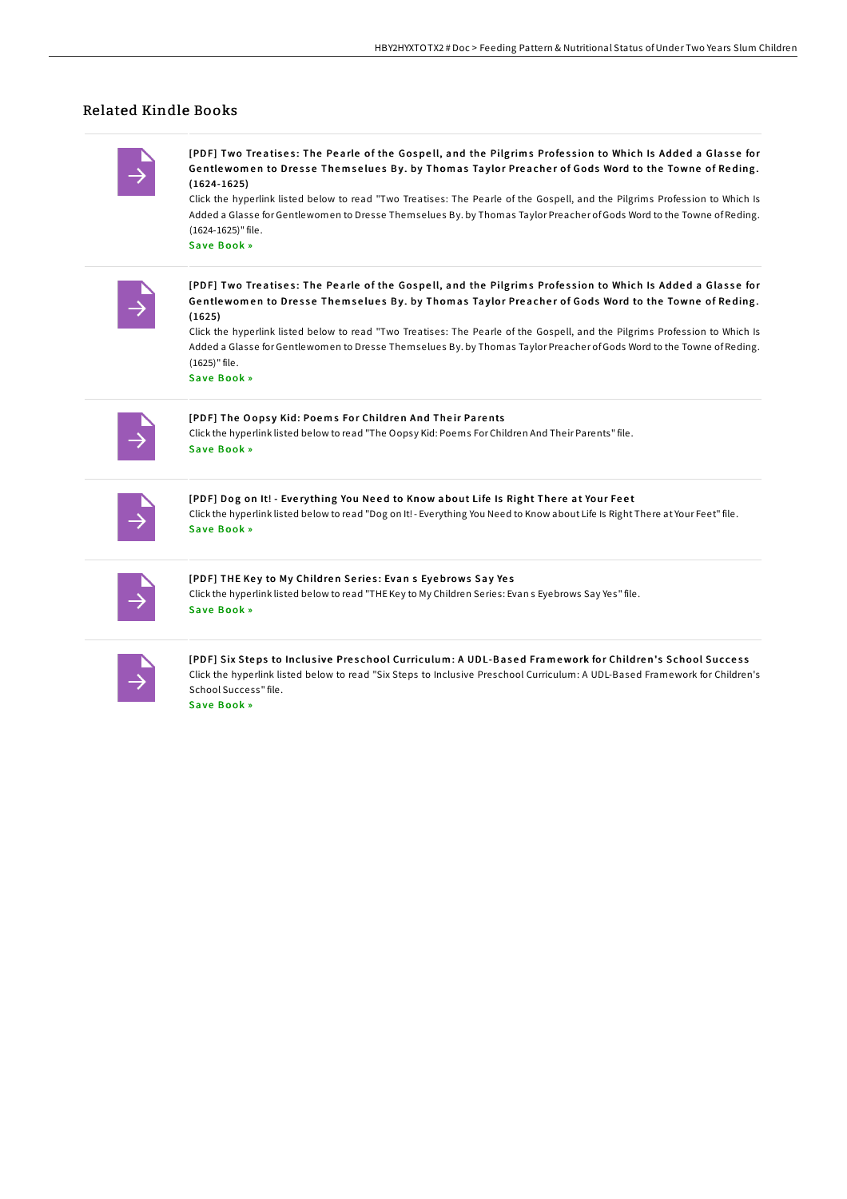## Related Kindle Books

**[PDF] Two Treatises: The Pearle of the Gospell, and the Pilgrims Profession to Which Is Added a Glasse for Gentlewomen to Dresse Themselues By. by Thomas Taylor Preacher of Gods Word to the Towne of Reding. (1624-1625)**

Click the hyperlink listed below to read "Two Treatises: The Pearle of the Gospell, and the Pilgrims Profession to Which Is Added a Glasse for Gentlewomen to Dresse Themselues By. by Thomas Taylor Preacher of Gods Word to the Towne of Reding. (1624-1625)" file.

Save Book »

**[PDF] Two Treatises: The Pearle of the Gospell, and the Pilgrims Profession to Which Is Added a Glasse for Gentlewomen to Dresse Themselues By. by Thomas Taylor Preacher of Gods Word to the Towne of Reding. (1625)**

Click the hyperlink listed below to read "Two Treatises: The Pearle of the Gospell, and the Pilgrims Profession to Which Is Added a Glasse for Gentlewomen to Dresse Themselues By. by Thomas Taylor Preacher of Gods Word to the Towne of Reding. (1625)" file.

Save Book »

**[PDF] The Oopsy Kid: Poems For Children And Their Parents**

Click the hyperlink listed below to read "The Oopsy Kid: Poems For Children And Their Parents" file.

Save Book »

**[PDF] Dog on It! - Everything You Need to Know about Life Is Right There at Your Feet**

Click the hyperlink listed below to read "Dog on It! - Everything You Need to Know about Life Is Right There at Your Feet" file.

Save Book »

**[PDF] THE Key to My Children Series: Evan s Eyebrows Say Yes**

Click the hyperlink listed below to read "THE Key to My Children Series: Evan s Eyebrows Say Yes" file.

Save Book »

**[PDF] Six Steps to Inclusive Preschool Curriculum: A UDL-Based Framework for Children's School Success**

Click the hyperlink listed below to read "Six Steps to Inclusive Preschool Curriculum: A UDL-Based Framework for Children's School Success" file.

Save Book »